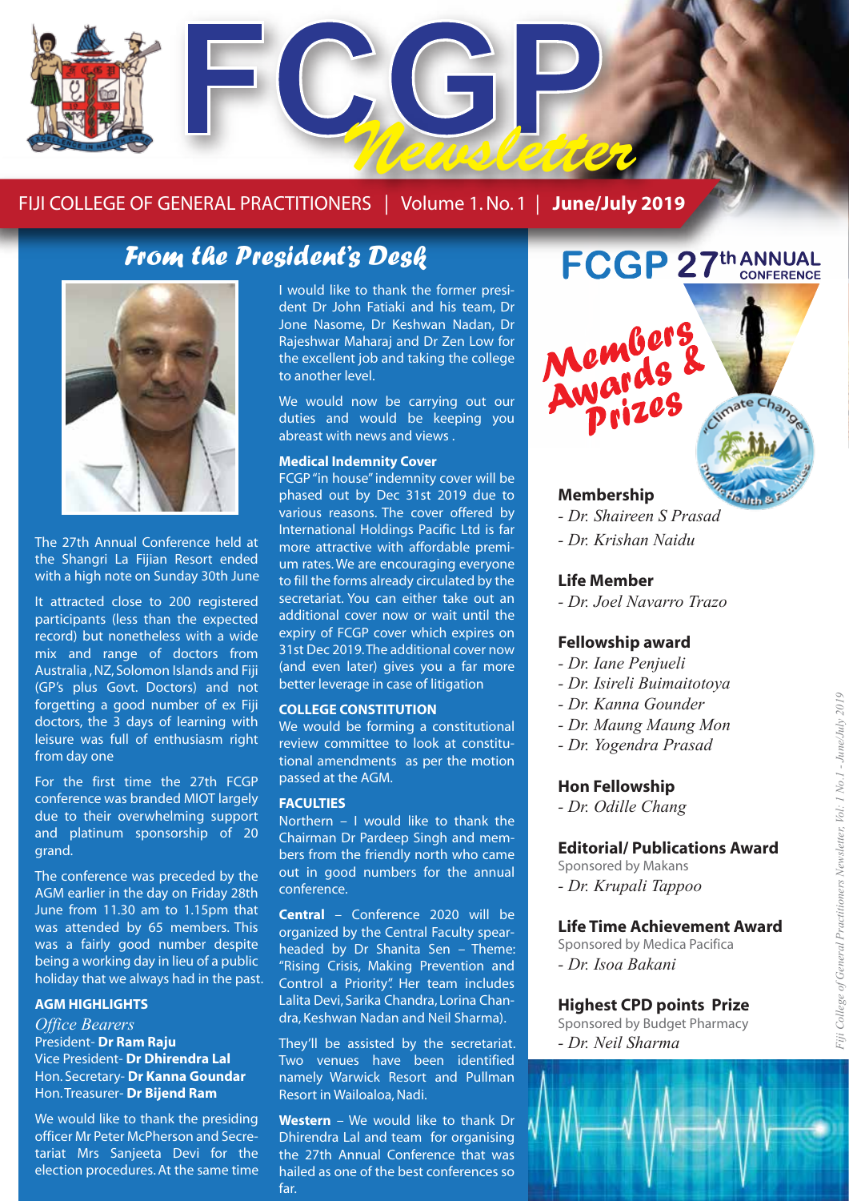# FCGP Newsletter

FIJI COLLEGE OF GENERAL PRACTITIONERS | Volume 1. No. 1 | **June/July 2019**

## From the President's Desk

The 27th Annual Conference held at the Shangri La Fijian Resort ended with a high note on Sunday 30th June

It attracted close to 200 registered participants (less than the expected record) but nonetheless with a wide mix and range of doctors from Australia , NZ, Solomon Islands and Fiji (GP's plus Govt. Doctors) and not forgetting a good number of ex Fiji doctors, the 3 days of learning with leisure was full of enthusiasm right from day one

For the first time the 27th FCGP conference was branded MIOT largely due to their overwhelming support and platinum sponsorship of 20 grand.

The conference was preceded by the AGM earlier in the day on Friday 28th June from 11.30 am to 1.15pm that was attended by 65 members. This was a fairly good number despite being a working day in lieu of a public holiday that we always had in the past.

### AGM HIGHLIGHTS

*Office Bearers*

President- **Dr Ram Raju**
Vice President- **Dr Dhirendra Lal**
Hon. Secretary- **Dr Kanna Goundar**
Hon. Treasurer- **Dr Bijend Ram**

We would like to thank the presiding officer Mr Peter McPherson and Secretariat Mrs Sanjeeta Devi for the election procedures. At the same time I would like to thank the former president Dr John Fatiaki and his team, Dr Jone Nasome, Dr Keshwan Nadan, Dr Rajeshwar Maharaj and Dr Zen Low for the excellent job and taking the college to another level.

We would now be carrying out our duties and would be keeping you abreast with news and views .

### Medical Indemnity Cover

FCGP "in house" indemnity cover will be phased out by Dec 31st 2019 due to various reasons. The cover offered by International Holdings Pacific Ltd is far more attractive with affordable premium rates. We are encouraging everyone to fill the forms already circulated by the secretariat. You can either take out an additional cover now or wait until the expiry of FCGP cover which expires on 31st Dec 2019. The additional cover now (and even later) gives you a far more better leverage in case of litigation

### COLLEGE CONSTITUTION

We would be forming a constitutional review committee to look at constitutional amendments as per the motion passed at the AGM.

### FACULTIES

Northern – I would like to thank the Chairman Dr Pardeep Singh and members from the friendly north who came out in good numbers for the annual conference.

**Central** – Conference 2020 will be organized by the Central Faculty spearheaded by Dr Shanita Sen – Theme: "Rising Crisis, Making Prevention and Control a Priority". Her team includes Lalita Devi, Sarika Chandra, Lorina Chandra, Keshwan Nadan and Neil Sharma).

They'll be assisted by the secretariat. Two venues have been identified namely Warwick Resort and Pullman Resort in Wailoaloa, Nadi.

**Western** – We would like to thank Dr Dhirendra Lal and team for organising the 27th Annual Conference that was hailed as one of the best conferences so far.

## FCGP 27th ANNUAL CONFERENCE

## Members Awards & Prizes

### Membership
- *Dr. Shaireen S Prasad*
- *Dr. Krishan Naidu*

### Life Member
- *Dr. Joel Navarro Trazo*

### Fellowship award
- *Dr. Iane Penjueli*
- *Dr. Isireli Buimaitotoya*
- *Dr. Kanna Gounder*
- *Dr. Maung Maung Mon*
- *Dr. Yogendra Prasad*

### Hon Fellowship
- *Dr. Odille Chang*

### Editorial/ Publications Award
Sponsored by Makans
- *Dr. Krupali Tappoo*

### Life Time Achievement Award
Sponsored by Medica Pacifica
- *Dr. Isoa Bakani*

### Highest CPD points Prize
Sponsored by Budget Pharmacy
- *Dr. Neil Sharma*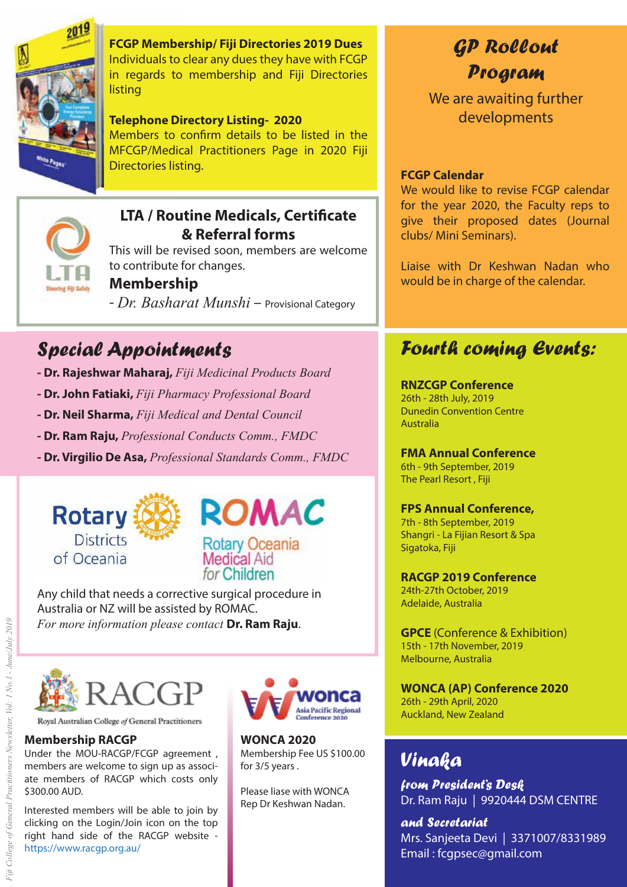### FCGP Membership/ Fiji Directories 2019 Dues

Individuals to clear any dues they have with FCGP in regards to membership and Fiji Directories listing

### Telephone Directory Listing- 2020

Members to confirm details to be listed in the MFCGP/Medical Practitioners Page in 2020 Fiji Directories listing.

## GP Rollout Program

We are awaiting further developments

### FCGP Calendar

We would like to revise FCGP calendar for the year 2020, the Faculty reps to give their proposed dates (Journal clubs/ Mini Seminars).

Liaise with Dr Keshwan Nadan who would be in charge of the calendar.

### LTA / Routine Medicals, Certificate & Referral forms

This will be revised soon, members are welcome to contribute for changes.

### Membership

- *Dr. Basharat Munshi* – Provisional Category

## Special Appointments

- **Dr. Rajeshwar Maharaj,** *Fiji Medicinal Products Board*
- **Dr. John Fatiaki,** *Fiji Pharmacy Professional Board*
- **Dr. Neil Sharma,** *Fiji Medical and Dental Council*
- **Dr. Ram Raju,** *Professional Conducts Comm., FMDC*
- **Dr. Virgilio De Asa,** *Professional Standards Comm., FMDC*

Rotary Districts of Oceania

ROMAC Rotary Oceania Medical Aid for Children

Any child that needs a corrective surgical procedure in Australia or NZ will be assisted by ROMAC.
*For more information please contact* **Dr. Ram Raju**.

## Fourth coming Events:

**RNZCGP Conference**
26th - 28th July, 2019
Dunedin Convention Centre
Australia

**FMA Annual Conference**
6th - 9th September, 2019
The Pearl Resort , Fiji

**FPS Annual Conference,**
7th - 8th September, 2019
Shangri - La Fijian Resort & Spa
Sigatoka, Fiji

**RACGP 2019 Conference**
24th-27th October, 2019
Adelaide, Australia

**GPCE** (Conference & Exhibition)
15th - 17th November, 2019
Melbourne, Australia

**WONCA (AP) Conference 2020**
26th - 29th April, 2020
Auckland, New Zealand

RACGP Royal Australian College of General Practitioners

### Membership RACGP

Under the MOU-RACGP/FCGP agreement , members are welcome to sign up as associate members of RACGP which costs only $300.00 AUD.

Interested members will be able to join by clicking on the Login/Join icon on the top right hand side of the RACGP website - https://www.racgp.org.au/

wonca Asia Pacific Regional Conference 2020

### WONCA 2020

Membership Fee US $100.00 for 3/5 years .

Please liase with WONCA Rep Dr Keshwan Nadan.

## Vinaka

**from President's Desk**
Dr. Ram Raju | 9920444 DSM CENTRE

**and Secretariat**
Mrs. Sanjeeta Devi | 3371007/8331989
Email : fcgpsec@gmail.com